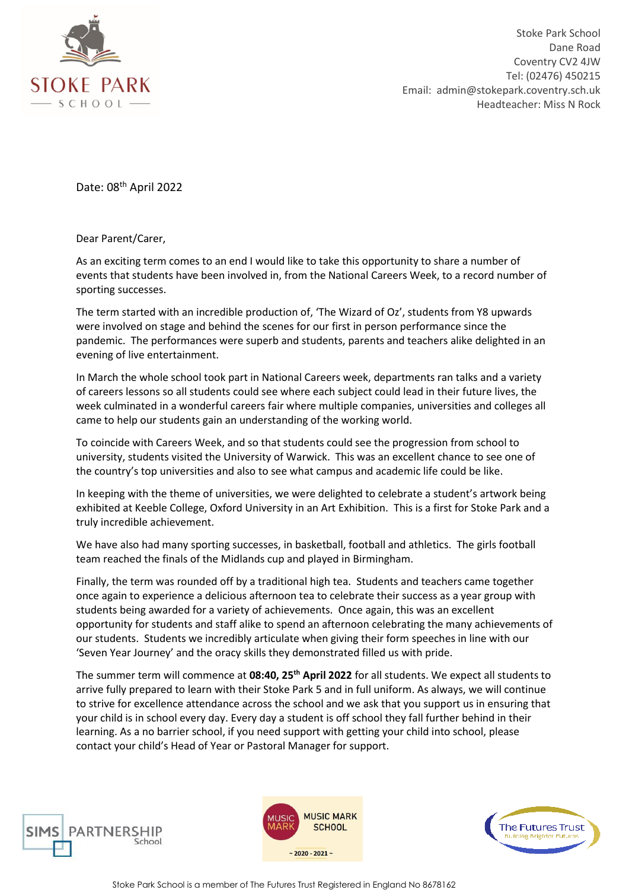Stoke Park School
Dane Road
Coventry CV2 4JW
Tel: (02476) 450215
Email: admin@stokepark.coventry.sch.uk
Headteacher: Miss N Rock

Date: 08th April 2022

Dear Parent/Carer,

As an exciting term comes to an end I would like to take this opportunity to share a number of events that students have been involved in, from the National Careers Week, to a record number of sporting successes.

The term started with an incredible production of, 'The Wizard of Oz', students from Y8 upwards were involved on stage and behind the scenes for our first in person performance since the pandemic. The performances were superb and students, parents and teachers alike delighted in an evening of live entertainment.

In March the whole school took part in National Careers week, departments ran talks and a variety of careers lessons so all students could see where each subject could lead in their future lives, the week culminated in a wonderful careers fair where multiple companies, universities and colleges all came to help our students gain an understanding of the working world.

To coincide with Careers Week, and so that students could see the progression from school to university, students visited the University of Warwick. This was an excellent chance to see one of the country's top universities and also to see what campus and academic life could be like.

In keeping with the theme of universities, we were delighted to celebrate a student's artwork being exhibited at Keeble College, Oxford University in an Art Exhibition. This is a first for Stoke Park and a truly incredible achievement.

We have also had many sporting successes, in basketball, football and athletics. The girls football team reached the finals of the Midlands cup and played in Birmingham.

Finally, the term was rounded off by a traditional high tea. Students and teachers came together once again to experience a delicious afternoon tea to celebrate their success as a year group with students being awarded for a variety of achievements. Once again, this was an excellent opportunity for students and staff alike to spend an afternoon celebrating the many achievements of our students. Students we incredibly articulate when giving their form speeches in line with our 'Seven Year Journey' and the oracy skills they demonstrated filled us with pride.

The summer term will commence at **08:40, 25th April 2022** for all students. We expect all students to arrive fully prepared to learn with their Stoke Park 5 and in full uniform. As always, we will continue to strive for excellence attendance across the school and we ask that you support us in ensuring that your child is in school every day. Every day a student is off school they fall further behind in their learning. As a no barrier school, if you need support with getting your child into school, please contact your child's Head of Year or Pastoral Manager for support.

Stoke Park School is a member of The Futures Trust Registered in England No 8678162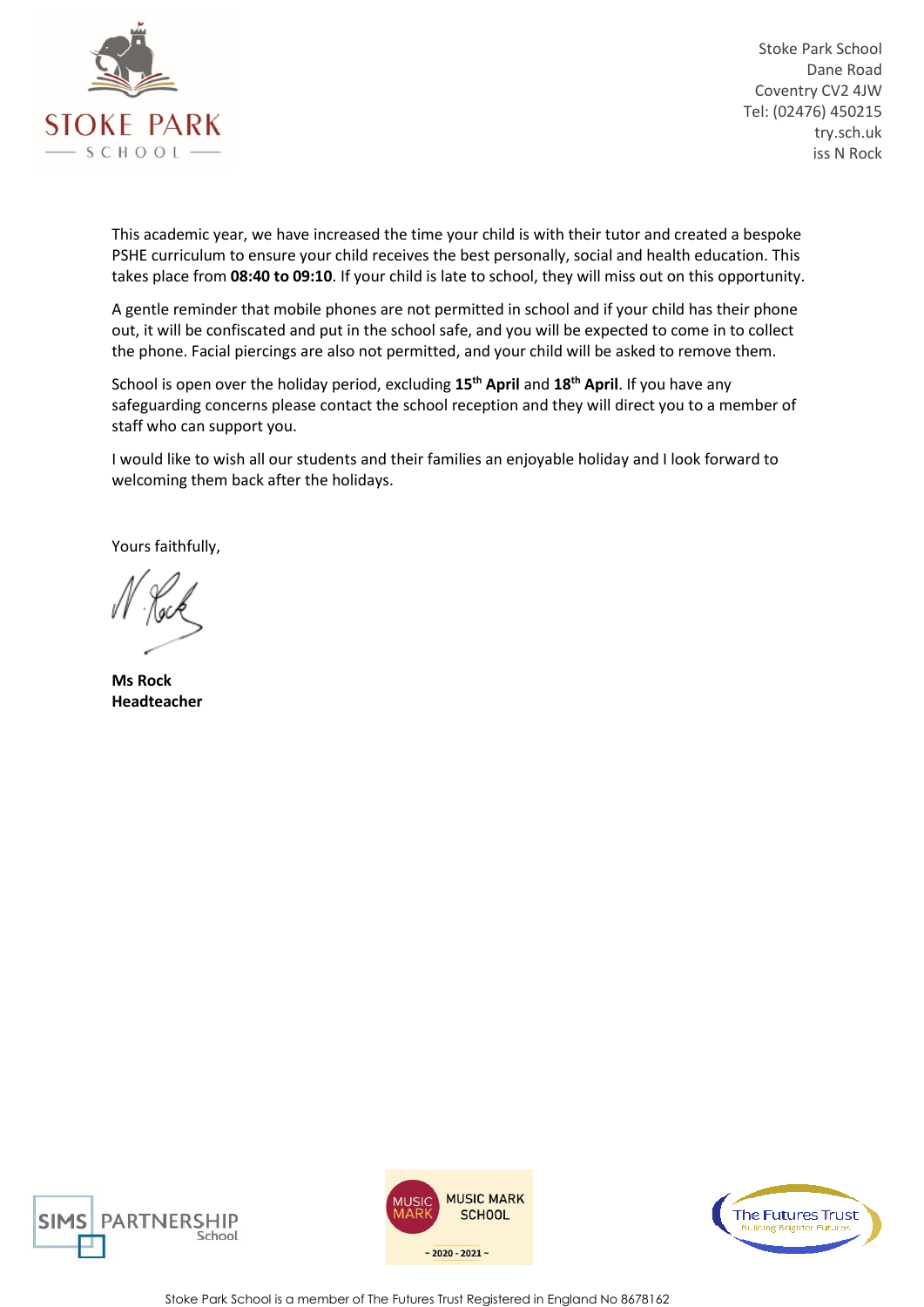Stoke Park School
Dane Road
Coventry CV2 4JW
Tel: (02476) 450215
try.sch.uk
iss N Rock

This academic year, we have increased the time your child is with their tutor and created a bespoke PSHE curriculum to ensure your child receives the best personally, social and health education. This takes place from **08:40 to 09:10**. If your child is late to school, they will miss out on this opportunity.

A gentle reminder that mobile phones are not permitted in school and if your child has their phone out, it will be confiscated and put in the school safe, and you will be expected to come in to collect the phone. Facial piercings are also not permitted, and your child will be asked to remove them.

School is open over the holiday period, excluding **15th April** and **18th April**. If you have any safeguarding concerns please contact the school reception and they will direct you to a member of staff who can support you.

I would like to wish all our students and their families an enjoyable holiday and I look forward to welcoming them back after the holidays.

Yours faithfully,

**Ms Rock**
**Headteacher**

Stoke Park School is a member of The Futures Trust Registered in England No 8678162